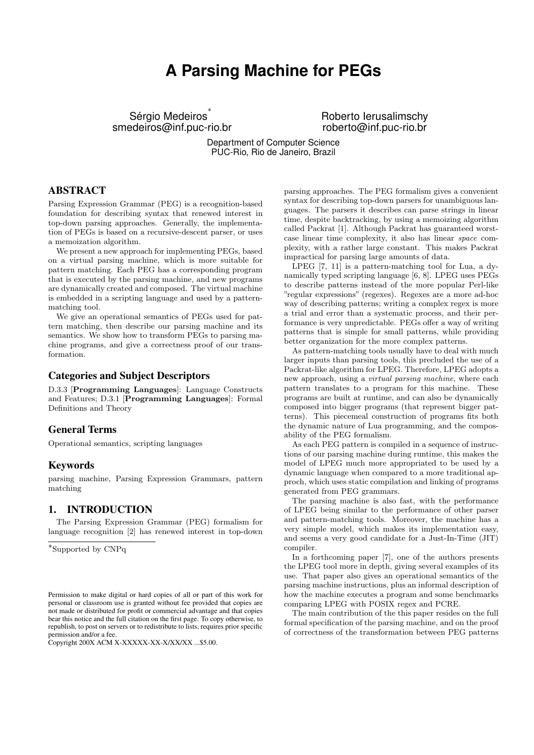# A Parsing Machine for PEGs

Sérgio Medeiros*
smedeiros@inf.puc-rio.br

Roberto Ierusalimschy
roberto@inf.puc-rio.br

Department of Computer Science
PUC-Rio, Rio de Janeiro, Brazil

## ABSTRACT

Parsing Expression Grammar (PEG) is a recognition-based foundation for describing syntax that renewed interest in top-down parsing approaches. Generally, the implementation of PEGs is based on a recursive-descent parser, or uses a memoization algorithm.

We present a new approach for implementing PEGs, based on a virtual parsing machine, which is more suitable for pattern matching. Each PEG has a corresponding program that is executed by the parsing machine, and new programs are dynamically created and composed. The virtual machine is embedded in a scripting language and used by a pattern-matching tool.

We give an operational semantics of PEGs used for pattern matching, then describe our parsing machine and its semantics. We show how to transform PEGs to parsing machine programs, and give a correctness proof of our transformation.

### Categories and Subject Descriptors

D.3.3 [**Programming Languages**]: Language Constructs and Features; D.3.1 [**Programming Languages**]: Formal Definitions and Theory

### General Terms

Operational semantics, scripting languages

### Keywords

parsing machine, Parsing Expression Grammars, pattern matching

## 1. INTRODUCTION

The Parsing Expression Grammar (PEG) formalism for language recognition [2] has renewed interest in top-down parsing approaches. The PEG formalism gives a convenient syntax for describing top-down parsers for unambiguous languages. The parsers it describes can parse strings in linear time, despite backtracking, by using a memoizing algorithm called Packrat [1]. Although Packrat has guaranteed worst-case linear time complexity, it also has linear *space* complexity, with a rather large constant. This makes Packrat impractical for parsing large amounts of data.

LPEG [7, 11] is a pattern-matching tool for Lua, a dynamically typed scripting language [6, 8]. LPEG uses PEGs to describe patterns instead of the more popular Perl-like "regular expressions" (regexes). Regexes are a more ad-hoc way of describing patterns; writing a complex regex is more a trial and error than a systematic process, and their performance is very unpredictable. PEGs offer a way of writing patterns that is simple for small patterns, while providing better organization for the more complex patterns.

As pattern-matching tools usually have to deal with much larger inputs than parsing tools, this precluded the use of a Packrat-like algorithm for LPEG. Therefore, LPEG adopts a new approach, using a *virtual parsing machine*, where each pattern translates to a program for this machine. These programs are built at runtime, and can also be dynamically composed into bigger programs (that represent bigger patterns). This piecemeal construction of programs fits both the dynamic nature of Lua programming, and the composability of the PEG formalism.

As each PEG pattern is compiled in a sequence of instructions of our parsing machine during runtime, this makes the model of LPEG much more appropriated to be used by a dynamic language when compared to a more traditional approch, which uses static compilation and linking of programs generated from PEG grammars.

The parsing machine is also fast, with the performance of LPEG being similar to the performance of other parser and pattern-matching tools. Moreover, the machine has a very simple model, which makes its implementation easy, and seems a very good candidate for a Just-In-Time (JIT) compiler.

In a forthcoming paper [7], one of the authors presents the LPEG tool more in depth, giving several examples of its use. That paper also gives an operational semantics of the parsing machine instructions, plus an informal description of how the machine executes a program and some benchmarks comparing LPEG with POSIX regex and PCRE.

The main contribution of the this paper resides on the full formal specification of the parsing machine, and on the proof of correctness of the transformation between PEG patterns

*Supported by CNPq

Permission to make digital or hard copies of all or part of this work for personal or classroom use is granted without fee provided that copies are not made or distributed for profit or commercial advantage and that copies bear this notice and the full citation on the first page. To copy otherwise, to republish, to post on servers or to redistribute to lists, requires prior specific permission and/or a fee.
Copyright 200X ACM X-XXXXX-XX-X/XX/XX ...$5.00.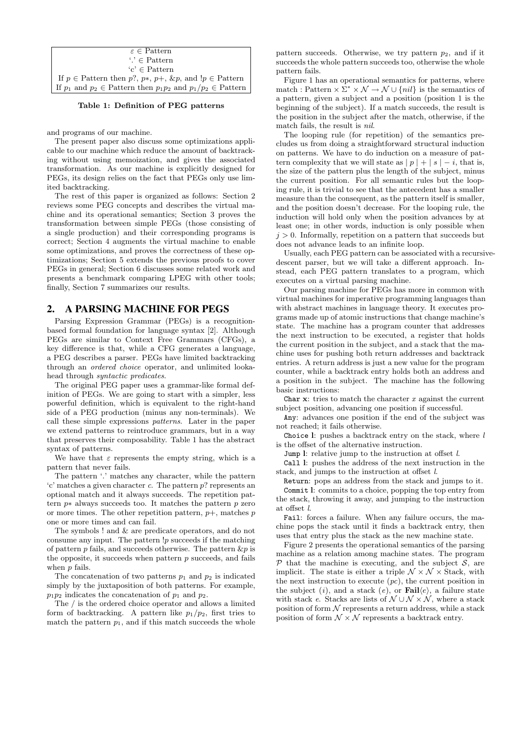| |
|---|
| $\varepsilon \in$ Pattern |
| '.' $\in$ Pattern |
| 'c' $\in$ Pattern |
| If $p \in$ Pattern then $p?$, $p*$, $p+$, $\&p$, and $!p \in$ Pattern |
| If $p_1$ and $p_2 \in$ Pattern then $p_1 p_2$ and $p_1/p_2 \in$ Pattern |

**Table 1: Definition of PEG patterns**

and programs of our machine.

The present paper also discuss some optimizations applicable to our machine which reduce the amount of backtracking without using memoization, and gives the associated transformation. As our machine is explicitly designed for PEGs, its design relies on the fact that PEGs only use limited backtracking.

The rest of this paper is organized as follows: Section 2 reviews some PEG concepts and describes the virtual machine and its operational semantics; Section 3 proves the transformation between simple PEGs (those consisting of a single production) and their corresponding programs is correct; Section 4 augments the virtual machine to enable some optimizations, and proves the correctness of these optimizations; Section 5 extends the previous proofs to cover PEGs in general; Section 6 discusses some related work and presents a benchmark comparing LPEG with other tools; finally, Section 7 summarizes our results.

## 2. A PARSING MACHINE FOR PEGS

Parsing Expression Grammar (PEGs) is a recognition-based formal foundation for language syntax [2]. Although PEGs are similar to Context Free Grammars (CFGs), a key difference is that, while a CFG generates a language, a PEG describes a parser. PEGs have limited backtracking through an *ordered choice* operator, and unlimited lookahead through *syntactic predicates*.

The original PEG paper uses a grammar-like formal definition of PEGs. We are going to start with a simpler, less powerful definition, which is equivalent to the right-hand side of a PEG production (minus any non-terminals). We call these simple expressions *patterns*. Later in the paper we extend patterns to reintroduce grammars, but in a way that preserves their composability. Table 1 has the abstract syntax of patterns.

We have that $\varepsilon$ represents the empty string, which is a pattern that never fails.

The pattern '.' matches any character, while the pattern 'c' matches a given character $c$. The pattern $p?$ represents an optional match and it always succeeds. The repetition pattern $p*$ always succeeds too. It matches the pattern $p$ zero or more times. The other repetition pattern, $p+$, matches $p$ one or more times and can fail.

The symbols ! and & are predicate operators, and do not consume any input. The pattern $!p$ succeeds if the matching of pattern $p$ fails, and succeeds otherwise. The pattern $\&p$ is the opposite, it succeeds when pattern $p$ succeeds, and fails when $p$ fails.

The concatenation of two patterns $p_1$ and $p_2$ is indicated simply by the juxtaposition of both patterns. For example, $p_1 p_2$ indicates the concatenation of $p_1$ and $p_2$.

The / is the ordered choice operator and allows a limited form of backtracking. A pattern like $p_1/p_2$, first tries to match the pattern $p_1$, and if this match succeeds the whole pattern succeeds. Otherwise, we try pattern $p_2$, and if it succeeds the whole pattern succeeds too, otherwise the whole pattern fails.

Figure 1 has an operational semantics for patterns, where match : Pattern $\times \Sigma^* \times \mathcal{N} \rightarrow \mathcal{N} \cup \{nil\}$ is the semantics of a pattern, given a subject and a position (position 1 is the beginning of the subject). If a match succeeds, the result is the position in the subject after the match, otherwise, if the match fails, the result is *nil*.

The looping rule (for repetition) of the semantics precludes us from doing a straightforward structural induction on patterns. We have to do induction on a measure of pattern complexity that we will state as $|\, p \,| + |\, s \,| - i$, that is, the size of the pattern plus the length of the subject, minus the current position. For all semantic rules but the looping rule, it is trivial to see that the antecedent has a smaller measure than the consequent, as the pattern itself is smaller, and the position doesn't decrease. For the looping rule, the induction will hold only when the position advances by at least one; in other words, induction is only possible when $j > 0$. Informally, repetition on a pattern that succeeds but does not advance leads to an infinite loop.

Usually, each PEG pattern can be associated with a recursive-descent parser, but we will take a different approach. Instead, each PEG pattern translates to a program, which executes on a virtual parsing machine.

Our parsing machine for PEGs has more in common with virtual machines for imperative programming languages than with abstract machines in language theory. It executes programs made up of atomic instructions that change machine's state. The machine has a program counter that addresses the next instruction to be executed, a register that holds the current position in the subject, and a stack that the machine uses for pushing both return addresses and backtrack entries. A return address is just a new value for the program counter, while a backtrack entry holds both an address and a position in the subject. The machine has the following basic instructions:

`Char x`: tries to match the character $x$ against the current subject position, advancing one position if successful.

`Any`: advances one position if the end of the subject was not reached; it fails otherwise.

`Choice l`: pushes a backtrack entry on the stack, where $l$ is the offset of the alternative instruction.

`Jump l`: relative jump to the instruction at offset $l$.

`Call l`: pushes the address of the next instruction in the stack, and jumps to the instruction at offset $l$.

`Return`: pops an address from the stack and jumps to it.

`Commit l`: commits to a choice, popping the top entry from the stack, throwing it away, and jumping to the instruction at offset $l$.

`Fail`: forces a failure. When any failure occurs, the machine pops the stack until it finds a backtrack entry, then uses that entry plus the stack as the new machine state.

Figure 2 presents the operational semantics of the parsing machine as a relation among machine states. The program $\mathcal{P}$ that the machine is executing, and the subject $\mathcal{S}$, are implicit. The state is either a triple $\mathcal{N} \times \mathcal{N} \times$ Stack, with the next instruction to execute ($pc$), the current position in the subject ($i$), and a stack ($e$), or $\mathbf{Fail}\langle e \rangle$, a failure state with stack $e$. Stacks are lists of $\mathcal{N} \cup \mathcal{N} \times \mathcal{N}$, where a stack position of form $\mathcal{N}$ represents a return address, while a stack position of form $\mathcal{N} \times \mathcal{N}$ represents a backtrack entry.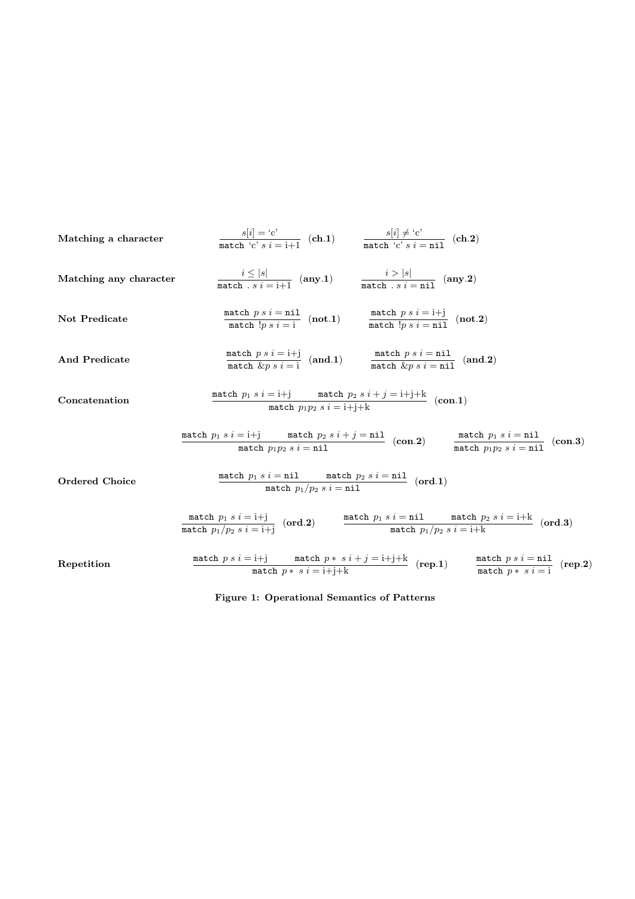**Matching a character**

$$\frac{s[i] = \text{‘c’}}{\texttt{match ‘c’ } s\ i = \text{i+1}}\ (\textbf{ch.1}) \qquad \frac{s[i] \neq \text{‘c’}}{\texttt{match ‘c’ } s\ i = \texttt{nil}}\ (\textbf{ch.2})$$

**Matching any character**

$$\frac{i \leq |s|}{\texttt{match . } s\ i = \text{i+1}}\ (\textbf{any.1}) \qquad \frac{i > |s|}{\texttt{match . } s\ i = \texttt{nil}}\ (\textbf{any.2})$$

**Not Predicate**

$$\frac{\texttt{match } p\ s\ i = \texttt{nil}}{\texttt{match } !p\ s\ i = \text{i}}\ (\textbf{not.1}) \qquad \frac{\texttt{match } p\ s\ i = \text{i+j}}{\texttt{match } !p\ s\ i = \texttt{nil}}\ (\textbf{not.2})$$

**And Predicate**

$$\frac{\texttt{match } p\ s\ i = \text{i+j}}{\texttt{match } \&p\ s\ i = \text{i}}\ (\textbf{and.1}) \qquad \frac{\texttt{match } p\ s\ i = \texttt{nil}}{\texttt{match } \&p\ s\ i = \texttt{nil}}\ (\textbf{and.2})$$

**Concatenation**

$$\frac{\texttt{match } p_1\ s\ i = \text{i+j} \qquad \texttt{match } p_2\ s\ i+j = \text{i+j+k}}{\texttt{match } p_1 p_2\ s\ i = \text{i+j+k}}\ (\textbf{con.1})$$

$$\frac{\texttt{match } p_1\ s\ i = \text{i+j} \qquad \texttt{match } p_2\ s\ i+j = \texttt{nil}}{\texttt{match } p_1 p_2\ s\ i = \texttt{nil}}\ (\textbf{con.2}) \qquad \frac{\texttt{match } p_1\ s\ i = \texttt{nil}}{\texttt{match } p_1 p_2\ s\ i = \texttt{nil}}\ (\textbf{con.3})$$

**Ordered Choice**

$$\frac{\texttt{match } p_1\ s\ i = \texttt{nil} \qquad \texttt{match } p_2\ s\ i = \texttt{nil}}{\texttt{match } p_1 / p_2\ s\ i = \texttt{nil}}\ (\textbf{ord.1})$$

$$\frac{\texttt{match } p_1\ s\ i = \text{i+j}}{\texttt{match } p_1 / p_2\ s\ i = \text{i+j}}\ (\textbf{ord.2}) \qquad \frac{\texttt{match } p_1\ s\ i = \texttt{nil} \qquad \texttt{match } p_2\ s\ i = \text{i+k}}{\texttt{match } p_1 / p_2\ s\ i = \text{i+k}}\ (\textbf{ord.3})$$

**Repetition**

$$\frac{\texttt{match } p\ s\ i = \text{i+j} \qquad \texttt{match } p*\ s\ i+j = \text{i+j+k}}{\texttt{match } p*\ s\ i = \text{i+j+k}}\ (\textbf{rep.1}) \qquad \frac{\texttt{match } p\ s\ i = \texttt{nil}}{\texttt{match } p*\ s\ i = \text{i}}\ (\textbf{rep.2})$$

**Figure 1: Operational Semantics of Patterns**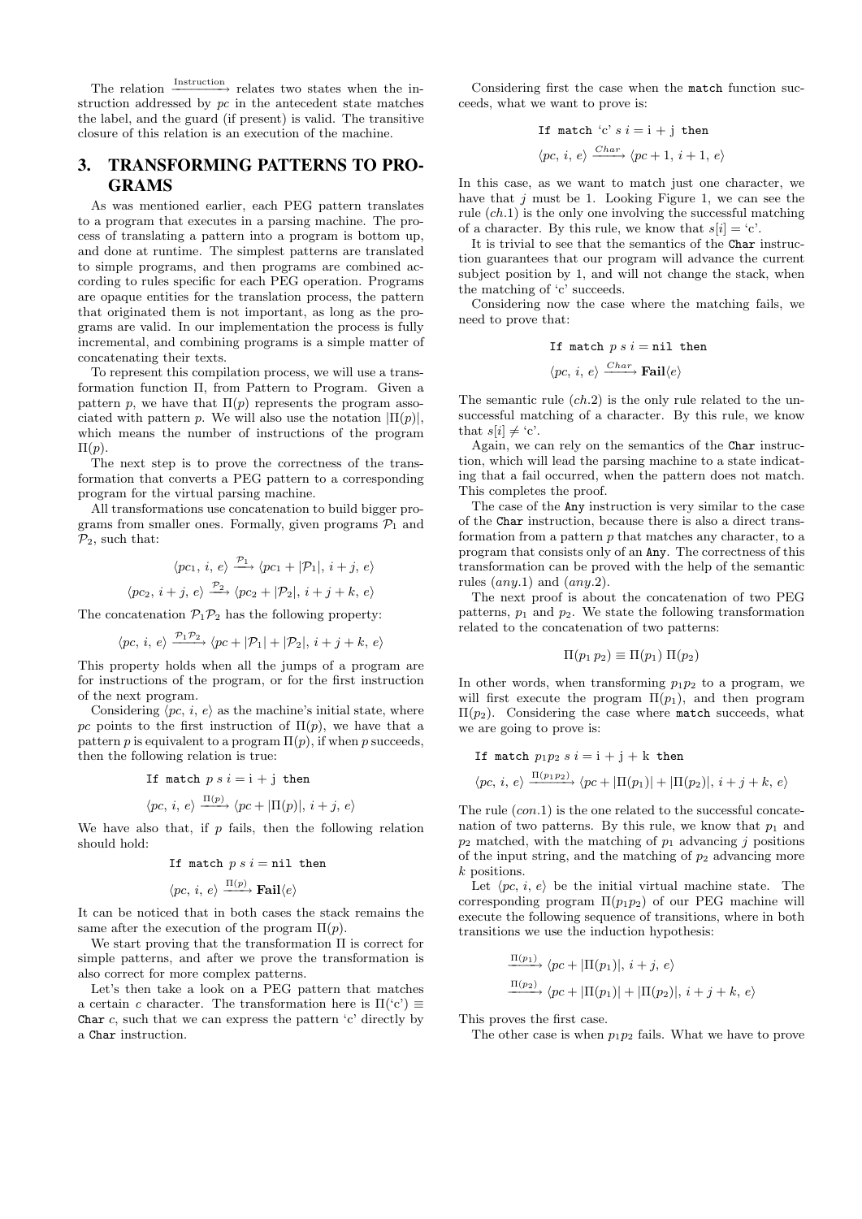The relation $\xrightarrow{\text{Instruction}}$ relates two states when the instruction addressed by *pc* in the antecedent state matches the label, and the guard (if present) is valid. The transitive closure of this relation is an execution of the machine.

## 3. TRANSFORMING PATTERNS TO PROGRAMS

As was mentioned earlier, each PEG pattern translates to a program that executes in a parsing machine. The process of translating a pattern into a program is bottom up, and done at runtime. The simplest patterns are translated to simple programs, and then programs are combined according to rules specific for each PEG operation. Programs are opaque entities for the translation process, the pattern that originated them is not important, as long as the programs are valid. In our implementation the process is fully incremental, and combining programs is a simple matter of concatenating their texts.

To represent this compilation process, we will use a transformation function $\Pi$, from Pattern to Program. Given a pattern $p$, we have that $\Pi(p)$ represents the program associated with pattern $p$. We will also use the notation $|\Pi(p)|$, which means the number of instructions of the program $\Pi(p)$.

The next step is to prove the correctness of the transformation that converts a PEG pattern to a corresponding program for the virtual parsing machine.

All transformations use concatenation to build bigger programs from smaller ones. Formally, given programs $\mathcal{P}_1$ and $\mathcal{P}_2$, such that:

$$\langle pc_1,\, i,\, e\rangle \xrightarrow{\mathcal{P}_1} \langle pc_1 + |\mathcal{P}_1|,\, i + j,\, e\rangle$$

$$\langle pc_2,\, i + j,\, e\rangle \xrightarrow{\mathcal{P}_2} \langle pc_2 + |\mathcal{P}_2|,\, i + j + k,\, e\rangle$$

The concatenation $\mathcal{P}_1\mathcal{P}_2$ has the following property:

$$\langle pc,\, i,\, e\rangle \xrightarrow{\mathcal{P}_1\mathcal{P}_2} \langle pc + |\mathcal{P}_1| + |\mathcal{P}_2|,\, i + j + k,\, e\rangle$$

This property holds when all the jumps of a program are for instructions of the program, or for the first instruction of the next program.

Considering $\langle pc, i, e\rangle$ as the machine's initial state, where *pc* points to the first instruction of $\Pi(p)$, we have that a pattern $p$ is equivalent to a program $\Pi(p)$, if when $p$ succeeds, then the following relation is true:

$$\texttt{If match } p\ s\ i = \mathrm{i + j} \texttt{ then}$$

$$\langle pc,\, i,\, e\rangle \xrightarrow{\Pi(p)} \langle pc + |\Pi(p)|,\, i + j,\, e\rangle$$

We have also that, if $p$ fails, then the following relation should hold:

$$\texttt{If match } p\ s\ i = \texttt{nil} \texttt{ then}$$

$$\langle pc,\, i,\, e\rangle \xrightarrow{\Pi(p)} \mathbf{Fail}\langle e\rangle$$

It can be noticed that in both cases the stack remains the same after the execution of the program $\Pi(p)$.

We start proving that the transformation $\Pi$ is correct for simple patterns, and after we prove the transformation is also correct for more complex patterns.

Let's then take a look on a PEG pattern that matches a certain $c$ character. The transformation here is $\Pi(\text{'c'}) \equiv$ `Char` $c$, such that we can express the pattern 'c' directly by a `Char` instruction.

Considering first the case when the `match` function succeeds, what we want to prove is:

$$\texttt{If match } \text{'c'}\ s\ i = \mathrm{i + j} \texttt{ then}$$

$$\langle pc,\, i,\, e\rangle \xrightarrow{Char} \langle pc + 1,\, i + 1,\, e\rangle$$

In this case, as we want to match just one character, we have that $j$ must be 1. Looking Figure 1, we can see the rule (*ch.*1) is the only one involving the successful matching of a character. By this rule, we know that $s[i] =$ 'c'.

It is trivial to see that the semantics of the `Char` instruction guarantees that our program will advance the current subject position by 1, and will not change the stack, when the matching of 'c' succeeds.

Considering now the case where the matching fails, we need to prove that:

$$\texttt{If match } p\ s\ i = \texttt{nil} \texttt{ then}$$

$$\langle pc,\, i,\, e\rangle \xrightarrow{Char} \mathbf{Fail}\langle e\rangle$$

The semantic rule (*ch.*2) is the only rule related to the unsuccessful matching of a character. By this rule, we know that $s[i] \neq$ 'c'.

Again, we can rely on the semantics of the `Char` instruction, which will lead the parsing machine to a state indicating that a fail occurred, when the pattern does not match. This completes the proof.

The case of the `Any` instruction is very similar to the case of the `Char` instruction, because there is also a direct transformation from a pattern $p$ that matches any character, to a program that consists only of an `Any`. The correctness of this transformation can be proved with the help of the semantic rules (*any.*1) and (*any.*2).

The next proof is about the concatenation of two PEG patterns, $p_1$ and $p_2$. We state the following transformation related to the concatenation of two patterns:

$$\Pi(p_1\, p_2) \equiv \Pi(p_1)\ \Pi(p_2)$$

In other words, when transforming $p_1p_2$ to a program, we will first execute the program $\Pi(p_1)$, and then program $\Pi(p_2)$. Considering the case where `match` succeeds, what we are going to prove is:

$$\texttt{If match } p_1p_2\ s\ i = \mathrm{i + j + k} \texttt{ then}$$

$$\langle pc,\, i,\, e\rangle \xrightarrow{\Pi(p_1p_2)} \langle pc + |\Pi(p_1)| + |\Pi(p_2)|,\, i + j + k,\, e\rangle$$

The rule (*con.*1) is the one related to the successful concatenation of two patterns. By this rule, we know that $p_1$ and $p_2$ matched, with the matching of $p_1$ advancing $j$ positions of the input string, and the matching of $p_2$ advancing more $k$ positions.

Let $\langle pc, i, e\rangle$ be the initial virtual machine state. The corresponding program $\Pi(p_1p_2)$ of our PEG machine will execute the following sequence of transitions, where in both transitions we use the induction hypothesis:

$$\xrightarrow{\Pi(p_1)} \langle pc + |\Pi(p_1)|,\, i + j,\, e\rangle$$

$$\xrightarrow{\Pi(p_2)} \langle pc + |\Pi(p_1)| + |\Pi(p_2)|,\, i + j + k,\, e\rangle$$

This proves the first case.

The other case is when $p_1p_2$ fails. What we have to prove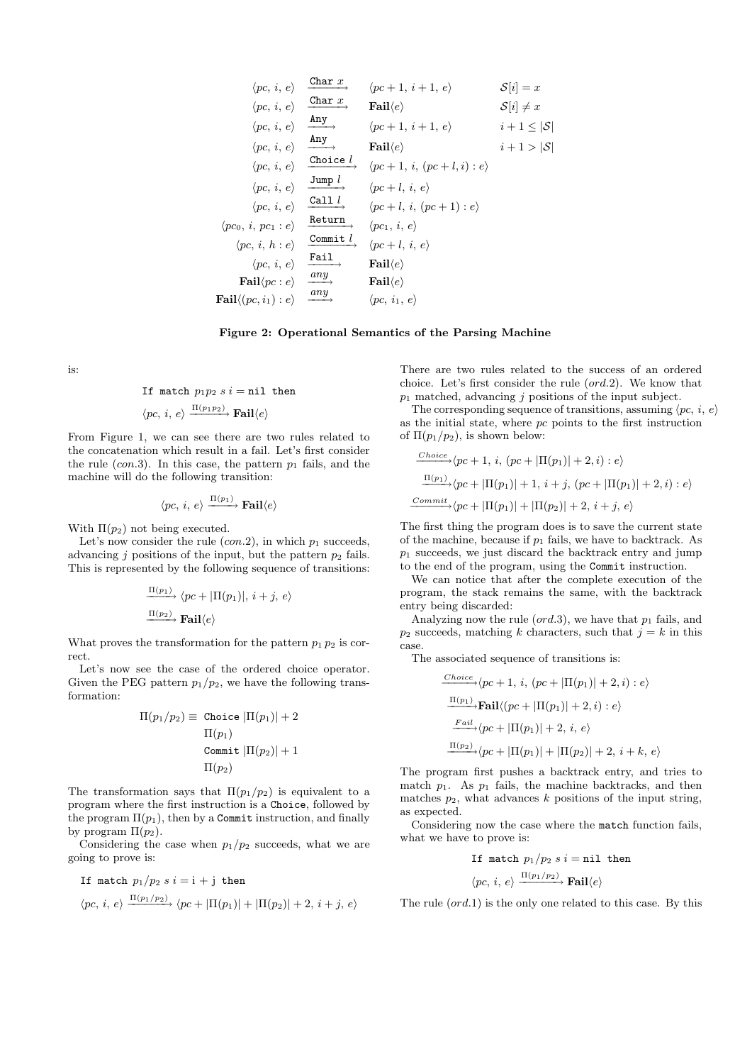$$
\begin{array}{rcll}
\langle pc,\, i,\, e\rangle & \xrightarrow{\texttt{Char } x} & \langle pc+1,\, i+1,\, e\rangle & \mathcal{S}[i] = x \\
\langle pc,\, i,\, e\rangle & \xrightarrow{\texttt{Char } x} & \textbf{Fail}\langle e\rangle & \mathcal{S}[i] \neq x \\
\langle pc,\, i,\, e\rangle & \xrightarrow{\texttt{Any}} & \langle pc+1,\, i+1,\, e\rangle & i+1 \leq |\mathcal{S}| \\
\langle pc,\, i,\, e\rangle & \xrightarrow{\texttt{Any}} & \textbf{Fail}\langle e\rangle & i+1 > |\mathcal{S}| \\
\langle pc,\, i,\, e\rangle & \xrightarrow{\texttt{Choice } l} & \langle pc+1,\, i,\, (pc+l, i) : e\rangle & \\
\langle pc,\, i,\, e\rangle & \xrightarrow{\texttt{Jump } l} & \langle pc+l,\, i,\, e\rangle & \\
\langle pc,\, i,\, e\rangle & \xrightarrow{\texttt{Call } l} & \langle pc+l,\, i,\, (pc+1) : e\rangle & \\
\langle pc_0,\, i,\, pc_1 : e\rangle & \xrightarrow{\texttt{Return}} & \langle pc_1,\, i,\, e\rangle & \\
\langle pc,\, i,\, h : e\rangle & \xrightarrow{\texttt{Commit } l} & \langle pc+l,\, i,\, e\rangle & \\
\langle pc,\, i,\, e\rangle & \xrightarrow{\texttt{Fail}} & \textbf{Fail}\langle e\rangle & \\
\textbf{Fail}\langle pc : e\rangle & \xrightarrow{any} & \textbf{Fail}\langle e\rangle & \\
\textbf{Fail}\langle (pc, i_1) : e\rangle & \xrightarrow{any} & \langle pc,\, i_1,\, e\rangle &
\end{array}
$$

**Figure 2: Operational Semantics of the Parsing Machine**

is:

$$\texttt{If match } p_1 p_2 \; s \; i = \texttt{nil then}$$

$$\langle pc,\, i,\, e\rangle \xrightarrow{\Pi(p_1 p_2)} \textbf{Fail}\langle e\rangle$$

From Figure 1, we can see there are two rules related to the concatenation which result in a fail. Let's first consider the rule (*con*.3). In this case, the pattern $p_1$ fails, and the machine will do the following transition:

$$\langle pc,\, i,\, e\rangle \xrightarrow{\Pi(p_1)} \textbf{Fail}\langle e\rangle$$

With $\Pi(p_2)$ not being executed.

Let's now consider the rule (*con*.2), in which $p_1$ succeeds, advancing $j$ positions of the input, but the pattern $p_2$ fails. This is represented by the following sequence of transitions:

$$\xrightarrow{\Pi(p_1)} \langle pc + |\Pi(p_1)|,\, i+j,\, e\rangle$$

$$\xrightarrow{\Pi(p_2)} \textbf{Fail}\langle e\rangle$$

What proves the transformation for the pattern $p_1\, p_2$ is correct.

Let's now see the case of the ordered choice operator. Given the PEG pattern $p_1/p_2$, we have the following transformation:

$$
\begin{aligned}
\Pi(p_1/p_2) \equiv\; & \texttt{Choice } |\Pi(p_1)| + 2 \\
& \Pi(p_1) \\
& \texttt{Commit } |\Pi(p_2)| + 1 \\
& \Pi(p_2)
\end{aligned}
$$

The transformation says that $\Pi(p_1/p_2)$ is equivalent to a program where the first instruction is a `Choice`, followed by the program $\Pi(p_1)$, then by a `Commit` instruction, and finally by program $\Pi(p_2)$.

Considering the case when $p_1/p_2$ succeeds, what we are going to prove is:

$$\texttt{If match } p_1/p_2 \; s \; i = \text{i + j} \texttt{ then}$$

$$\langle pc,\, i,\, e\rangle \xrightarrow{\Pi(p_1/p_2)} \langle pc + |\Pi(p_1)| + |\Pi(p_2)| + 2,\, i+j,\, e\rangle$$

There are two rules related to the success of an ordered choice. Let's first consider the rule (*ord*.2). We know that $p_1$ matched, advancing $j$ positions of the input subject.

The corresponding sequence of transitions, assuming $\langle pc,\, i,\, e\rangle$ as the initial state, where $pc$ points to the first instruction of $\Pi(p_1/p_2)$, is shown below:

$$\xrightarrow{Choice} \langle pc+1,\, i,\, (pc + |\Pi(p_1)| + 2, i) : e\rangle$$

$$\xrightarrow{\Pi(p_1)} \langle pc + |\Pi(p_1)| + 1,\, i+j,\, (pc + |\Pi(p_1)| + 2, i) : e\rangle$$

$$\xrightarrow{Commit} \langle pc + |\Pi(p_1)| + |\Pi(p_2)| + 2,\, i+j,\, e\rangle$$

The first thing the program does is to save the current state of the machine, because if $p_1$ fails, we have to backtrack. As $p_1$ succeeds, we just discard the backtrack entry and jump to the end of the program, using the `Commit` instruction.

We can notice that after the complete execution of the program, the stack remains the same, with the backtrack entry being discarded:

Analyzing now the rule (*ord*.3), we have that $p_1$ fails, and $p_2$ succeeds, matching $k$ characters, such that $j = k$ in this case.

The associated sequence of transitions is:

$$\xrightarrow{Choice} \langle pc+1,\, i,\, (pc + |\Pi(p_1)| + 2, i) : e\rangle$$

$$\xrightarrow{\Pi(p_1)} \textbf{Fail}\langle (pc + |\Pi(p_1)| + 2, i) : e\rangle$$

$$\xrightarrow{Fail} \langle pc + |\Pi(p_1)| + 2,\, i,\, e\rangle$$

$$\xrightarrow{\Pi(p_2)} \langle pc + |\Pi(p_1)| + |\Pi(p_2)| + 2,\, i+k,\, e\rangle$$

The program first pushes a backtrack entry, and tries to match $p_1$. As $p_1$ fails, the machine backtracks, and then matches $p_2$, what advances $k$ positions of the input string, as expected.

Considering now the case where the `match` function fails, what we have to prove is:

$$\texttt{If match } p_1/p_2 \; s \; i = \texttt{nil then}$$

$$\langle pc,\, i,\, e\rangle \xrightarrow{\Pi(p_1/p_2)} \textbf{Fail}\langle e\rangle$$

The rule (*ord*.1) is the only one related to this case. By this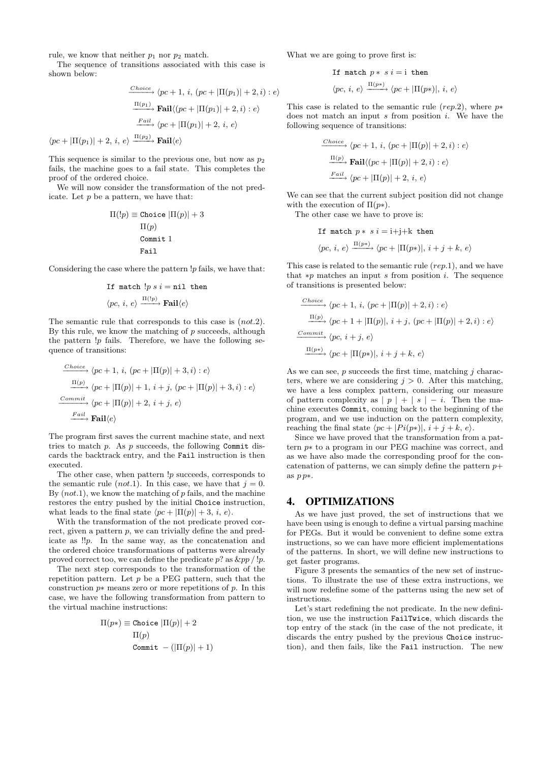rule, we know that neither $p_1$ nor $p_2$ match.

The sequence of transitions associated with this case is shown below:

$$\xrightarrow{Choice} \langle pc+1,\ i,\ (pc+|\Pi(p_1)|+2, i) : e\rangle$$
$$\xrightarrow{\Pi(p_1)} \mathbf{Fail}\langle(pc+|\Pi(p_1)|+2, i) : e\rangle$$
$$\xrightarrow{Fail} \langle pc+|\Pi(p_1)|+2,\ i,\ e\rangle$$
$$\langle pc+|\Pi(p_1)|+2,\ i,\ e\rangle \xrightarrow{\Pi(p_2)} \mathbf{Fail}\langle e\rangle$$

This sequence is similar to the previous one, but now as $p_2$ fails, the machine goes to a fail state. This completes the proof of the ordered choice.

We will now consider the transformation of the not predicate. Let $p$ be a pattern, we have that:

$$\begin{aligned}\Pi(!p) \equiv\ & \texttt{Choice}\ |\Pi(p)|+3\\ & \Pi(p)\\ & \texttt{Commit}\ 1\\ & \texttt{Fail}\end{aligned}$$

Considering the case where the pattern $!p$ fails, we have that:

$$\texttt{If match}\ !p\ s\ i = \texttt{nil then}$$
$$\langle pc,\ i,\ e\rangle \xrightarrow{\Pi(!p)} \mathbf{Fail}\langle e\rangle$$

The semantic rule that corresponds to this case is $(not.2)$. By this rule, we know the matching of $p$ succeeds, although the pattern $!p$ fails. Therefore, we have the following sequence of transitions:

$$\xrightarrow{Choice} \langle pc+1,\ i,\ (pc+|\Pi(p)|+3, i) : e\rangle$$
$$\xrightarrow{\Pi(p)} \langle pc+|\Pi(p)|+1,\ i+j,\ (pc+|\Pi(p)|+3, i) : e\rangle$$
$$\xrightarrow{Commit} \langle pc+|\Pi(p)|+2,\ i+j,\ e\rangle$$
$$\xrightarrow{Fail} \mathbf{Fail}\langle e\rangle$$

The program first saves the current machine state, and next tries to match $p$. As $p$ succeeds, the following `Commit` discards the backtrack entry, and the `Fail` instruction is then executed.

The other case, when pattern $!p$ succeeds, corresponds to the semantic rule $(not.1)$. In this case, we have that $j = 0$. By $(not.1)$, we know the matching of $p$ fails, and the machine restores the entry pushed by the initial `Choice` instruction, what leads to the final state $\langle pc+|\Pi(p)|+3,\ i,\ e\rangle$.

With the transformation of the not predicate proved correct, given a pattern $p$, we can trivially define the and predicate as $!!p$. In the same way, as the concatenation and the ordered choice transformations of patterns were already proved correct too, we can define the predicate $p?$ as $\&pp\ /\ !p$.

The next step corresponds to the transformation of the repetition pattern. Let $p$ be a PEG pattern, such that the construction $p*$ means zero or more repetitions of $p$. In this case, we have the following transformation from pattern to the virtual machine instructions:

$$\begin{aligned}\Pi(p*) \equiv\ & \texttt{Choice}\ |\Pi(p)|+2\\ & \Pi(p)\\ & \texttt{Commit}\ -(|\Pi(p)|+1)\end{aligned}$$

What we are going to prove first is:

$$\texttt{If match}\ p*\ s\ i = \texttt{i then}$$
$$\langle pc,\ i,\ e\rangle \xrightarrow{\Pi(p*)} \langle pc+|\Pi(p*)|,\ i,\ e\rangle$$

This case is related to the semantic rule $(rep.2)$, where $p*$ does not match an input $s$ from position $i$. We have the following sequence of transitions:

$$\xrightarrow{Choice} \langle pc+1,\ i,\ (pc+|\Pi(p)|+2, i) : e\rangle$$
$$\xrightarrow{\Pi(p)} \mathbf{Fail}\langle(pc+|\Pi(p)|+2, i) : e\rangle$$
$$\xrightarrow{Fail} \langle pc+|\Pi(p)|+2,\ i,\ e\rangle$$

We can see that the current subject position did not change with the execution of $\Pi(p*)$.

The other case we have to prove is:

$$\texttt{If match}\ p*\ s\ i = \texttt{i+j+k then}$$
$$\langle pc,\ i,\ e\rangle \xrightarrow{\Pi(p*)} \langle pc+|\Pi(p*)|,\ i+j+k,\ e\rangle$$

This case is related to the semantic rule $(rep.1)$, and we have that $*p$ matches an input $s$ from position $i$. The sequence of transitions is presented below:

$$\xrightarrow{Choice} \langle pc+1,\ i,\ (pc+|\Pi(p)|+2, i) : e\rangle$$
$$\xrightarrow{\Pi(p)} \langle pc+1+|\Pi(p)|,\ i+j,\ (pc+|\Pi(p)|+2, i) : e\rangle$$
$$\xrightarrow{Commit} \langle pc,\ i+j,\ e\rangle$$
$$\xrightarrow{\Pi(p*)} \langle pc+|\Pi(p*)|,\ i+j+k,\ e\rangle$$

As we can see, $p$ succeeds the first time, matching $j$ characters, where we are considering $j > 0$. After this matching, we have a less complex pattern, considering our measure of pattern complexity as $|\ p\ |+|\ s\ |-i$. Then the machine executes `Commit`, coming back to the beginning of the program, and we use induction on the pattern complexity, reaching the final state $\langle pc+|Pi(p*)|,\ i+j+k,\ e\rangle$.

Since we have proved that the transformation from a pattern $p*$ to a program in our PEG machine was correct, and as we have also made the corresponding proof for the concatenation of patterns, we can simply define the pattern $p+$ as $p\,p*$.

## 4. OPTIMIZATIONS

As we have just proved, the set of instructions that we have been using is enough to define a virtual parsing machine for PEGs. But it would be convenient to define some extra instructions, so we can have more efficient implementations of the patterns. In short, we will define new instructions to get faster programs.

Figure 3 presents the semantics of the new set of instructions. To illustrate the use of these extra instructions, we will now redefine some of the patterns using the new set of instructions.

Let's start redefining the not predicate. In the new definition, we use the instruction `FailTwice`, which discards the top entry of the stack (in the case of the not predicate, it discards the entry pushed by the previous `Choice` instruction), and then fails, like the `Fail` instruction. The new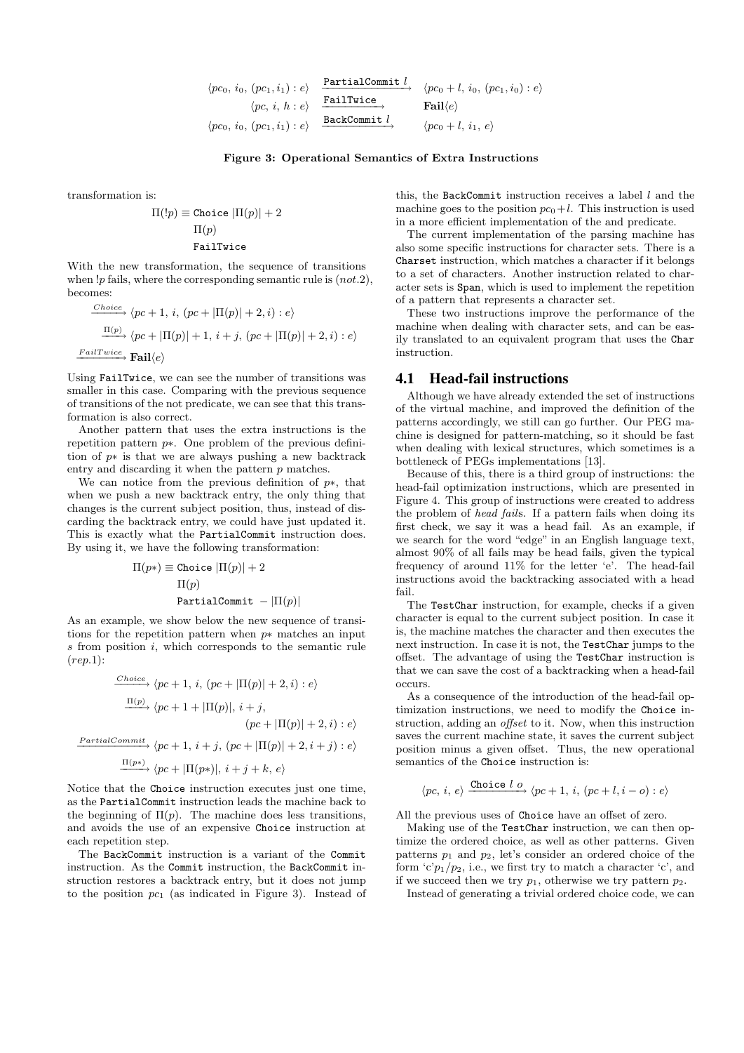$$\langle pc_0,\, i_0,\, (pc_1, i_1) : e\rangle \xrightarrow{\texttt{PartialCommit}\ l} \langle pc_0 + l,\, i_0,\, (pc_1, i_0) : e\rangle$$

$$\langle pc,\, i,\, h : e\rangle \xrightarrow{\texttt{FailTwice}} \mathbf{Fail}\langle e\rangle$$

$$\langle pc_0,\, i_0,\, (pc_1, i_1) : e\rangle \xrightarrow{\texttt{BackCommit}\ l} \langle pc_0 + l,\, i_1,\, e\rangle$$

**Figure 3: Operational Semantics of Extra Instructions**

transformation is:

$$\begin{aligned}\Pi(!p) \equiv\ & \texttt{Choice}\ |\Pi(p)| + 2\\ & \Pi(p)\\ & \texttt{FailTwice}\end{aligned}$$

With the new transformation, the sequence of transitions when $!p$ fails, where the corresponding semantic rule is $(not.2)$, becomes:

$$\begin{aligned}&\xrightarrow{Choice} \langle pc + 1,\, i,\, (pc + |\Pi(p)| + 2, i) : e\rangle\\ &\xrightarrow{\Pi(p)} \langle pc + |\Pi(p)| + 1,\, i + j,\, (pc + |\Pi(p)| + 2, i) : e\rangle\\ &\xrightarrow{FailTwice} \mathbf{Fail}\langle e\rangle\end{aligned}$$

Using `FailTwice`, we can see the number of transitions was smaller in this case. Comparing with the previous sequence of transitions of the not predicate, we can see that this transformation is also correct.

Another pattern that uses the extra instructions is the repetition pattern $p*$. One problem of the previous definition of $p*$ is that we are always pushing a new backtrack entry and discarding it when the pattern $p$ matches.

We can notice from the previous definition of $p*$, that when we push a new backtrack entry, the only thing that changes is the current subject position, thus, instead of discarding the backtrack entry, we could have just updated it. This is exactly what the `PartialCommit` instruction does. By using it, we have the following transformation:

$$\begin{aligned}\Pi(p*) \equiv\ & \texttt{Choice}\ |\Pi(p)| + 2\\ & \Pi(p)\\ & \texttt{PartialCommit}\ - |\Pi(p)|\end{aligned}$$

As an example, we show below the new sequence of transitions for the repetition pattern when $p*$ matches an input $s$ from position $i$, which corresponds to the semantic rule $(rep.1)$:

$$\begin{aligned}&\xrightarrow{Choice} \langle pc + 1,\, i,\, (pc + |\Pi(p)| + 2, i) : e\rangle\\ &\xrightarrow{\Pi(p)} \langle pc + 1 + |\Pi(p)|,\, i + j,\\ &\qquad\qquad (pc + |\Pi(p)| + 2, i) : e\rangle\\ &\xrightarrow{PartialCommit} \langle pc + 1,\, i + j,\, (pc + |\Pi(p)| + 2, i + j) : e\rangle\\ &\xrightarrow{\Pi(p*)} \langle pc + |\Pi(p*)|,\, i + j + k,\, e\rangle\end{aligned}$$

Notice that the `Choice` instruction executes just one time, as the `PartialCommit` instruction leads the machine back to the beginning of $\Pi(p)$. The machine does less transitions, and avoids the use of an expensive `Choice` instruction at each repetition step.

The `BackCommit` instruction is a variant of the `Commit` instruction. As the `Commit` instruction, the `BackCommit` instruction restores a backtrack entry, but it does not jump to the position $pc_1$ (as indicated in Figure 3). Instead of this, the `BackCommit` instruction receives a label $l$ and the machine goes to the position $pc_0 + l$. This instruction is used in a more efficient implementation of the and predicate.

The current implementation of the parsing machine has also some specific instructions for character sets. There is a `Charset` instruction, which matches a character if it belongs to a set of characters. Another instruction related to character sets is `Span`, which is used to implement the repetition of a pattern that represents a character set.

These two instructions improve the performance of the machine when dealing with character sets, and can be easily translated to an equivalent program that uses the `Char` instruction.

## 4.1 Head-fail instructions

Although we have already extended the set of instructions of the virtual machine, and improved the definition of the patterns accordingly, we still can go further. Our PEG machine is designed for pattern-matching, so it should be fast when dealing with lexical structures, which sometimes is a bottleneck of PEGs implementations [13].

Because of this, there is a third group of instructions: the head-fail optimization instructions, which are presented in Figure 4. This group of instructions were created to address the problem of *head fails*. If a pattern fails when doing its first check, we say it was a head fail. As an example, if we search for the word "edge" in an English language text, almost 90% of all fails may be head fails, given the typical frequency of around 11% for the letter 'e'. The head-fail instructions avoid the backtracking associated with a head fail.

The `TestChar` instruction, for example, checks if a given character is equal to the current subject position. In case it is, the machine matches the character and then executes the next instruction. In case it is not, the `TestChar` jumps to the offset. The advantage of using the `TestChar` instruction is that we can save the cost of a backtracking when a head-fail occurs.

As a consequence of the introduction of the head-fail optimization instructions, we need to modify the `Choice` instruction, adding an *offset* to it. Now, when this instruction saves the current machine state, it saves the current subject position minus a given offset. Thus, the new operational semantics of the `Choice` instruction is:

$$\langle pc,\, i,\, e\rangle \xrightarrow{\texttt{Choice}\ l\ o} \langle pc + 1,\, i,\, (pc + l, i - o) : e\rangle$$

All the previous uses of `Choice` have an offset of zero.

Making use of the `TestChar` instruction, we can then optimize the ordered choice, as well as other patterns. Given patterns $p_1$ and $p_2$, let's consider an ordered choice of the form '$c$'$p_1/p_2$, i.e., we first try to match a character 'c', and if we succeed then we try $p_1$, otherwise we try pattern $p_2$.

Instead of generating a trivial ordered choice code, we can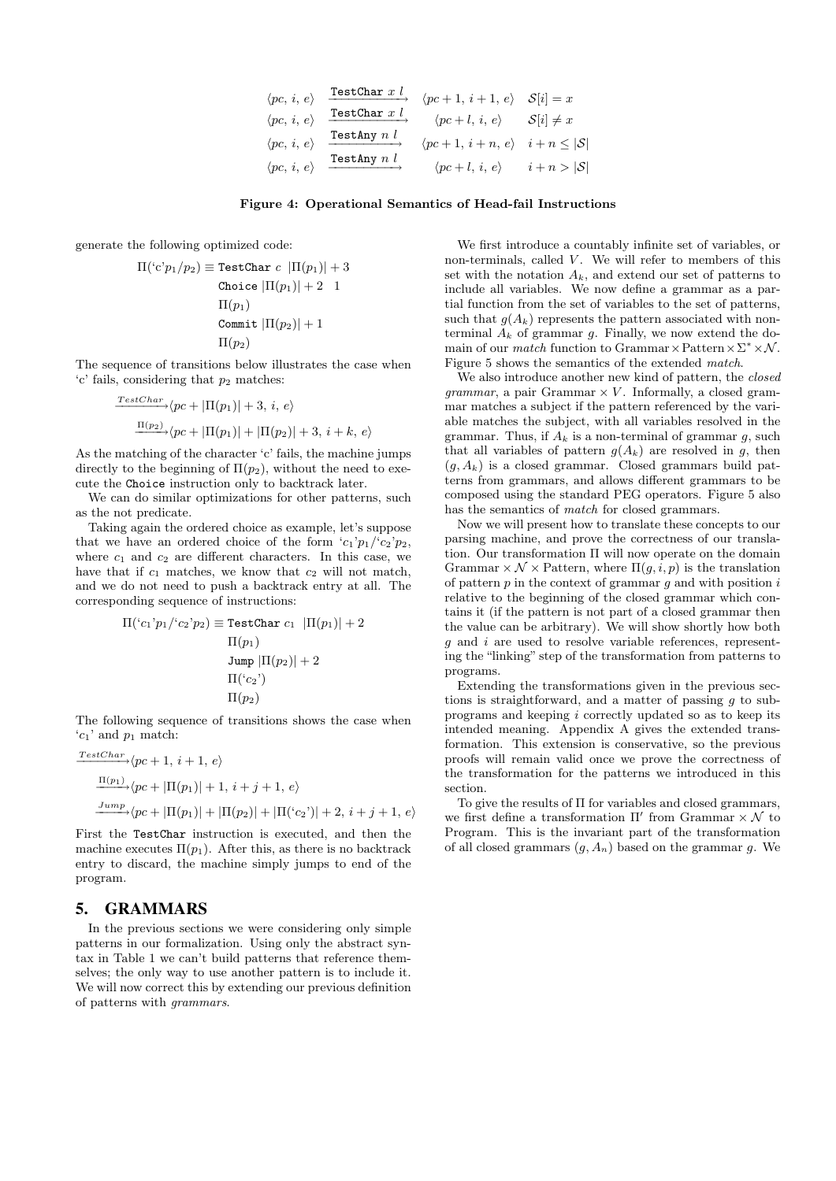$$
\begin{array}{llll}
\langle pc,\, i,\, e\rangle & \xrightarrow{\texttt{TestChar}\ x\ l} & \langle pc+1,\, i+1,\, e\rangle & \mathcal{S}[i] = x \\
\langle pc,\, i,\, e\rangle & \xrightarrow{\texttt{TestChar}\ x\ l} & \langle pc+l,\, i,\, e\rangle & \mathcal{S}[i] \neq x \\
\langle pc,\, i,\, e\rangle & \xrightarrow{\texttt{TestAny}\ n\ l} & \langle pc+1,\, i+n,\, e\rangle & i+n \leq |\mathcal{S}| \\
\langle pc,\, i,\, e\rangle & \xrightarrow{\texttt{TestAny}\ n\ l} & \langle pc+l,\, i,\, e\rangle & i+n > |\mathcal{S}|
\end{array}
$$

**Figure 4: Operational Semantics of Head-fail Instructions**

generate the following optimized code:

$$
\begin{aligned}
\Pi(\text{`c'}p_1/p_2) \equiv\ & \texttt{TestChar}\ c\ \ |\Pi(p_1)| + 3 \\
& \texttt{Choice}\ |\Pi(p_1)| + 2\ \ 1 \\
& \Pi(p_1) \\
& \texttt{Commit}\ |\Pi(p_2)| + 1 \\
& \Pi(p_2)
\end{aligned}
$$

The sequence of transitions below illustrates the case when 'c' fails, considering that $p_2$ matches:

$$
\begin{aligned}
&\xrightarrow{TestChar} \langle pc + |\Pi(p_1)| + 3,\, i,\, e\rangle \\
&\xrightarrow{\Pi(p_2)} \langle pc + |\Pi(p_1)| + |\Pi(p_2)| + 3,\, i+k,\, e\rangle
\end{aligned}
$$

As the matching of the character 'c' fails, the machine jumps directly to the beginning of $\Pi(p_2)$, without the need to execute the `Choice` instruction only to backtrack later.

We can do similar optimizations for other patterns, such as the not predicate.

Taking again the ordered choice as example, let's suppose that we have an ordered choice of the form '$c_1$'$p_1$/'$c_2$'$p_2$, where $c_1$ and $c_2$ are different characters. In this case, we have that if $c_1$ matches, we know that $c_2$ will not match, and we do not need to push a backtrack entry at all. The corresponding sequence of instructions:

$$
\begin{aligned}
\Pi(\text{`}c_1\text{'}p_1/\text{`}c_2\text{'}p_2) \equiv\ & \texttt{TestChar}\ c_1\ \ |\Pi(p_1)| + 2 \\
& \Pi(p_1) \\
& \texttt{Jump}\ |\Pi(p_2)| + 2 \\
& \Pi(\text{`}c_2\text{'}) \\
& \Pi(p_2)
\end{aligned}
$$

The following sequence of transitions shows the case when '$c_1$' and $p_1$ match:

$$
\begin{aligned}
&\xrightarrow{TestChar} \langle pc+1,\, i+1,\, e\rangle \\
&\xrightarrow{\Pi(p_1)} \langle pc + |\Pi(p_1)| + 1,\, i+j+1,\, e\rangle \\
&\xrightarrow{Jump} \langle pc + |\Pi(p_1)| + |\Pi(p_2)| + |\Pi(\text{`}c_2\text{'})| + 2,\, i+j+1,\, e\rangle
\end{aligned}
$$

First the `TestChar` instruction is executed, and then the machine executes $\Pi(p_1)$. After this, as there is no backtrack entry to discard, the machine simply jumps to end of the program.

## 5. GRAMMARS

In the previous sections we were considering only simple patterns in our formalization. Using only the abstract syntax in Table 1 we can't build patterns that reference themselves; the only way to use another pattern is to include it. We will now correct this by extending our previous definition of patterns with *grammars*.

We first introduce a countably infinite set of variables, or non-terminals, called $V$. We will refer to members of this set with the notation $A_k$, and extend our set of patterns to include all variables. We now define a grammar as a partial function from the set of variables to the set of patterns, such that $g(A_k)$ represents the pattern associated with non-terminal $A_k$ of grammar $g$. Finally, we now extend the domain of our *match* function to Grammar $\times$ Pattern $\times\, \Sigma^* \times \mathcal{N}$. Figure 5 shows the semantics of the extended *match*.

We also introduce another new kind of pattern, the *closed grammar*, a pair Grammar $\times\, V$. Informally, a closed grammar matches a subject if the pattern referenced by the variable matches the subject, with all variables resolved in the grammar. Thus, if $A_k$ is a non-terminal of grammar $g$, such that all variables of pattern $g(A_k)$ are resolved in $g$, then $(g, A_k)$ is a closed grammar. Closed grammars build patterns from grammars, and allows different grammars to be composed using the standard PEG operators. Figure 5 also has the semantics of *match* for closed grammars.

Now we will present how to translate these concepts to our parsing machine, and prove the correctness of our translation. Our transformation $\Pi$ will now operate on the domain Grammar $\times\, \mathcal{N} \times$ Pattern, where $\Pi(g, i, p)$ is the translation of pattern $p$ in the context of grammar $g$ and with position $i$ relative to the beginning of the closed grammar which contains it (if the pattern is not part of a closed grammar then the value can be arbitrary). We will show shortly how both $g$ and $i$ are used to resolve variable references, representing the "linking" step of the transformation from patterns to programs.

Extending the transformations given in the previous sections is straightforward, and a matter of passing $g$ to subprograms and keeping $i$ correctly updated so as to keep its intended meaning. Appendix A gives the extended transformation. This extension is conservative, so the previous proofs will remain valid once we prove the correctness of the transformation for the patterns we introduced in this section.

To give the results of $\Pi$ for variables and closed grammars, we first define a transformation $\Pi'$ from Grammar $\times\, \mathcal{N}$ to Program. This is the invariant part of the transformation of all closed grammars $(g, A_n)$ based on the grammar $g$. We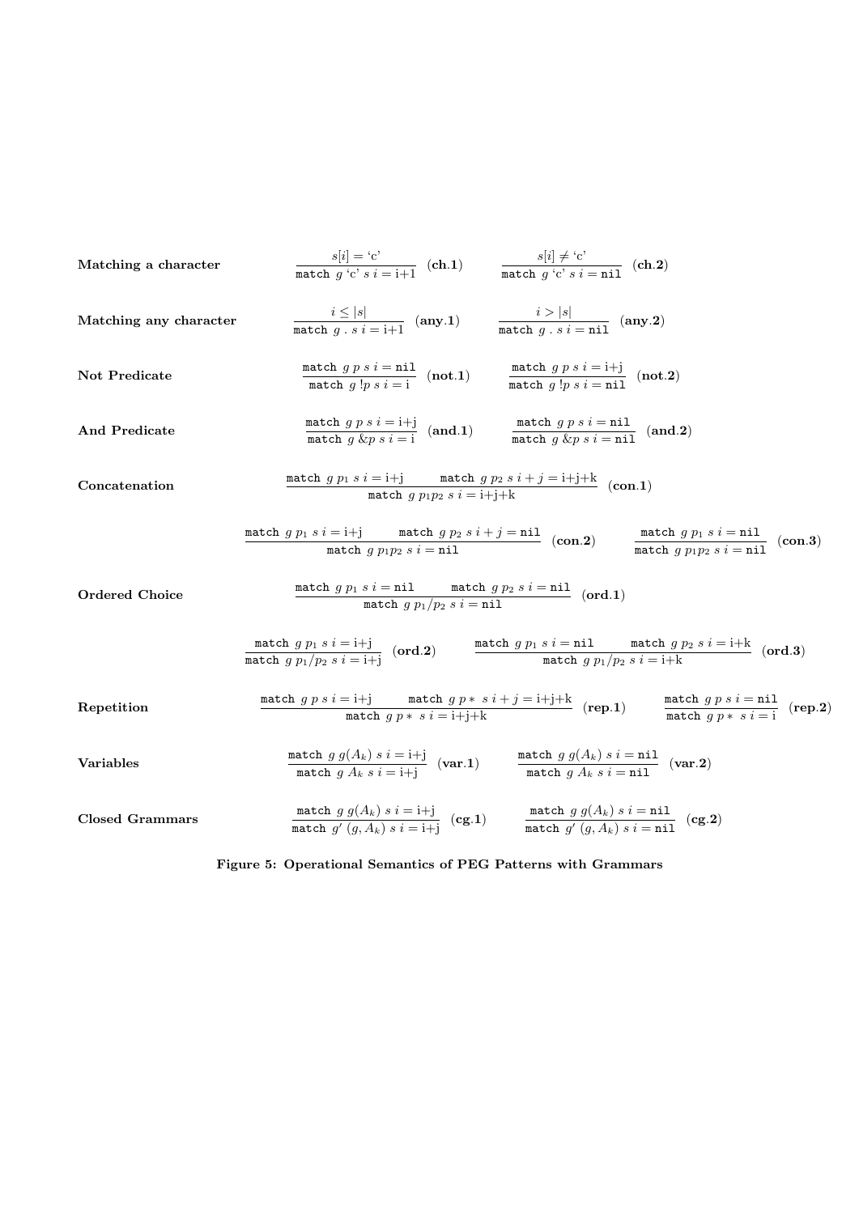**Matching a character**

$$\frac{s[i] = \text{`c'}}{\texttt{match}\ g\ \text{`c'}\ s\ i = \text{i+1}}\ (\textbf{ch.1}) \qquad \frac{s[i] \neq \text{`c'}}{\texttt{match}\ g\ \text{`c'}\ s\ i = \texttt{nil}}\ (\textbf{ch.2})$$

**Matching any character**

$$\frac{i \leq |s|}{\texttt{match}\ g\ .\ s\ i = \text{i+1}}\ (\textbf{any.1}) \qquad \frac{i > |s|}{\texttt{match}\ g\ .\ s\ i = \texttt{nil}}\ (\textbf{any.2})$$

**Not Predicate**

$$\frac{\texttt{match}\ g\ p\ s\ i = \texttt{nil}}{\texttt{match}\ g\ !p\ s\ i = \text{i}}\ (\textbf{not.1}) \qquad \frac{\texttt{match}\ g\ p\ s\ i = \text{i+j}}{\texttt{match}\ g\ !p\ s\ i = \texttt{nil}}\ (\textbf{not.2})$$

**And Predicate**

$$\frac{\texttt{match}\ g\ p\ s\ i = \text{i+j}}{\texttt{match}\ g\ \&p\ s\ i = \text{i}}\ (\textbf{and.1}) \qquad \frac{\texttt{match}\ g\ p\ s\ i = \texttt{nil}}{\texttt{match}\ g\ \&p\ s\ i = \texttt{nil}}\ (\textbf{and.2})$$

**Concatenation**

$$\frac{\texttt{match}\ g\ p_1\ s\ i = \text{i+j} \qquad \texttt{match}\ g\ p_2\ s\ i+j = \text{i+j+k}}{\texttt{match}\ g\ p_1 p_2\ s\ i = \text{i+j+k}}\ (\textbf{con.1})$$

$$\frac{\texttt{match}\ g\ p_1\ s\ i = \text{i+j} \qquad \texttt{match}\ g\ p_2\ s\ i+j = \texttt{nil}}{\texttt{match}\ g\ p_1 p_2\ s\ i = \texttt{nil}}\ (\textbf{con.2}) \qquad \frac{\texttt{match}\ g\ p_1\ s\ i = \texttt{nil}}{\texttt{match}\ g\ p_1 p_2\ s\ i = \texttt{nil}}\ (\textbf{con.3})$$

**Ordered Choice**

$$\frac{\texttt{match}\ g\ p_1\ s\ i = \texttt{nil} \qquad \texttt{match}\ g\ p_2\ s\ i = \texttt{nil}}{\texttt{match}\ g\ p_1/p_2\ s\ i = \texttt{nil}}\ (\textbf{ord.1})$$

$$\frac{\texttt{match}\ g\ p_1\ s\ i = \text{i+j}}{\texttt{match}\ g\ p_1/p_2\ s\ i = \text{i+j}}\ (\textbf{ord.2}) \qquad \frac{\texttt{match}\ g\ p_1\ s\ i = \texttt{nil} \qquad \texttt{match}\ g\ p_2\ s\ i = \text{i+k}}{\texttt{match}\ g\ p_1/p_2\ s\ i = \text{i+k}}\ (\textbf{ord.3})$$

**Repetition**

$$\frac{\texttt{match}\ g\ p\ s\ i = \text{i+j} \qquad \texttt{match}\ g\ p*\ s\ i+j = \text{i+j+k}}{\texttt{match}\ g\ p*\ s\ i = \text{i+j+k}}\ (\textbf{rep.1}) \qquad \frac{\texttt{match}\ g\ p\ s\ i = \texttt{nil}}{\texttt{match}\ g\ p*\ s\ i = \text{i}}\ (\textbf{rep.2})$$

**Variables**

$$\frac{\texttt{match}\ g\ g(A_k)\ s\ i = \text{i+j}}{\texttt{match}\ g\ A_k\ s\ i = \text{i+j}}\ (\textbf{var.1}) \qquad \frac{\texttt{match}\ g\ g(A_k)\ s\ i = \texttt{nil}}{\texttt{match}\ g\ A_k\ s\ i = \texttt{nil}}\ (\textbf{var.2})$$

**Closed Grammars**

$$\frac{\texttt{match}\ g\ g(A_k)\ s\ i = \text{i+j}}{\texttt{match}\ g'\ (g, A_k)\ s\ i = \text{i+j}}\ (\textbf{cg.1}) \qquad \frac{\texttt{match}\ g\ g(A_k)\ s\ i = \texttt{nil}}{\texttt{match}\ g'\ (g, A_k)\ s\ i = \texttt{nil}}\ (\textbf{cg.2})$$

**Figure 5: Operational Semantics of PEG Patterns with Grammars**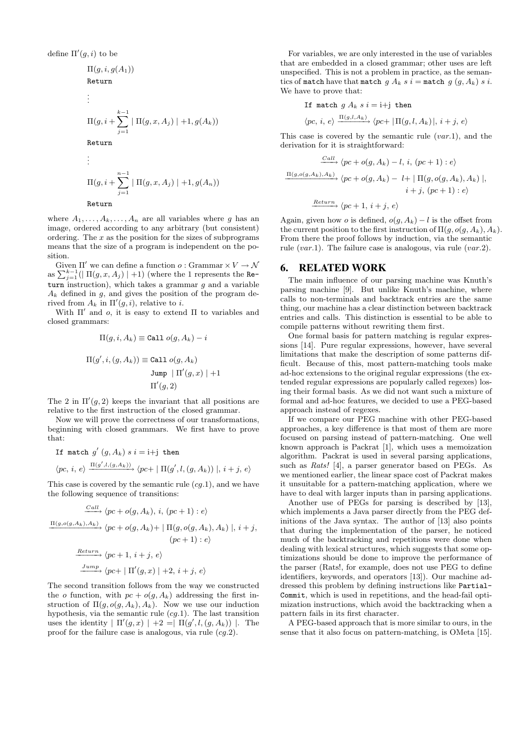define $\Pi'(g, i)$ to be

$$\Pi(g, i, g(A_1))$$

`Return`

$$\vdots$$

$$\Pi(g, i + \sum_{j=1}^{k-1} \mid \Pi(g, x, A_j) \mid +1, g(A_k))$$

`Return`

$$\vdots$$

$$\Pi(g, i + \sum_{j=1}^{n-1} \mid \Pi(g, x, A_j) \mid +1, g(A_n))$$

`Return`

where $A_1, \ldots, A_k, \ldots, A_n$ are all variables where $g$ has an image, ordered according to any arbitrary (but consistent) ordering. The $x$ as the position for the sizes of subprograms means that the size of a program is independent on the position.

Given $\Pi'$ we can define a function $o : \text{Grammar} \times V \to \mathcal{N}$ as $\sum_{j=1}^{k-1}(\mid \Pi(g, x, A_j) \mid +1)$ (where the 1 represents the `Return` instruction), which takes a grammar $g$ and a variable $A_k$ defined in $g$, and gives the position of the program derived from $A_k$ in $\Pi'(g, i)$, relative to $i$.

With $\Pi'$ and $o$, it is easy to extend $\Pi$ to variables and closed grammars:

$$\Pi(g, i, A_k) \equiv \texttt{Call } o(g, A_k) - i$$

$$\Pi(g', i, (g, A_k)) \equiv \texttt{Call } o(g, A_k)$$
$$\texttt{Jump } \mid \Pi'(g, x) \mid +1$$
$$\Pi'(g, 2)$$

The 2 in $\Pi'(g, 2)$ keeps the invariant that all positions are relative to the first instruction of the closed grammar.

Now we will prove the correctness of our transformations, beginning with closed grammars. We first have to prove that:

If `match` $g'$ $(g, A_k)$ $s$ $i$ = i+j `then`

$$\langle pc,\, i,\, e\rangle \xrightarrow{\Pi(g', l, (g, A_k))} \langle pc\!+\mid \Pi(g', l, (g, A_k)) \mid,\, i + j,\, e\rangle$$

This case is covered by the semantic rule ($cg$.1), and we have the following sequence of transitions:

$$\xrightarrow{Call} \langle pc + o(g, A_k),\, i,\, (pc + 1) : e\rangle$$

$$\xrightarrow{\Pi(g, o(g, A_k), A_k)} \langle pc + o(g, A_k) + \mid \Pi(g, o(g, A_k), A_k) \mid,\, i + j,\, (pc + 1) : e\rangle$$

$$\xrightarrow{Return} \langle pc + 1,\, i + j,\, e\rangle$$

$$\xrightarrow{Jump} \langle pc\!+\mid \Pi'(g, x) \mid +2,\, i + j,\, e\rangle$$

The second transition follows from the way we constructed the $o$ function, with $pc + o(g, A_k)$ addressing the first instruction of $\Pi(g, o(g, A_k), A_k)$. Now we use our induction hypothesis, via the semantic rule ($cg$.1). The last transition uses the identity $\mid \Pi'(g, x) \mid +2 = \mid \Pi(g', l, (g, A_k)) \mid$. The proof for the failure case is analogous, via rule ($cg$.2).

For variables, we are only interested in the use of variables that are embedded in a closed grammar; other uses are left unspecified. This is not a problem in practice, as the semantics of `match` have that `match` $g$ $A_k$ $s$ $i$ = `match` $g$ $(g, A_k)$ $s$ $i$. We have to prove that:

If `match` $g$ $A_k$ $s$ $i$ = i+j `then`

$$\langle pc,\, i,\, e\rangle \xrightarrow{\Pi(g, l, A_k)} \langle pc\!+ |\Pi(g, l, A_k)|,\, i + j,\, e\rangle$$

This case is covered by the semantic rule ($var$.1), and the derivation for it is straightforward:

$$\xrightarrow{Call} \langle pc + o(g, A_k) - l,\, i,\, (pc + 1) : e\rangle$$

$$\xrightarrow{\Pi(g, o(g, A_k), A_k)} \langle pc + o(g, A_k) -\; l + \mid \Pi(g, o(g, A_k), A_k) \mid,\, i + j,\, (pc + 1) : e\rangle$$

$$\xrightarrow{Return} \langle pc + 1,\, i + j,\, e\rangle$$

Again, given how $o$ is defined, $o(g, A_k) - l$ is the offset from the current position to the first instruction of $\Pi(g, o(g, A_k), A_k)$. From there the proof follows by induction, via the semantic rule ($var$.1). The failure case is analogous, via rule ($var$.2).

## 6. RELATED WORK

The main influence of our parsing machine was Knuth's parsing machine [9]. But unlike Knuth's machine, where calls to non-terminals and backtrack entries are the same thing, our machine has a clear distinction between backtrack entries and calls. This distinction is essential to be able to compile patterns without rewriting them first.

One formal basis for pattern matching is regular expressions [14]. Pure regular expressions, however, have several limitations that make the description of some patterns difficult. Because of this, most pattern-matching tools make ad-hoc extensions to the original regular expressions (the extended regular expressions are popularly called regexes) losing their formal basis. As we did not want such a mixture of formal and ad-hoc features, we decided to use a PEG-based approach instead of regexes.

If we compare our PEG machine with other PEG-based approaches, a key difference is that most of them are more focused on parsing instead of pattern-matching. One well known approach is Packrat [1], which uses a memoization algorithm. Packrat is used in several parsing applications, such as *Rats!* [4], a parser generator based on PEGs. As we mentioned earlier, the linear space cost of Packrat makes it unsuitable for a pattern-matching application, where we have to deal with larger inputs than in parsing applications.

Another use of PEGs for parsing is described by [13], which implements a Java parser directly from the PEG definitions of the Java syntax. The author of [13] also points that during the implementation of the parser, he noticed much of the backtracking and repetitions were done when dealing with lexical structures, which suggests that some optimizations should be done to improve the performance of the parser (Rats!, for example, does not use PEG to define identifiers, keywords, and operators [13]). Our machine addressed this problem by defining instructions like `PartialCommit`, which is used in repetitions, and the head-fail optimization instructions, which avoid the backtracking when a pattern fails in its first character.

A PEG-based approach that is more similar to ours, in the sense that it also focus on pattern-matching, is OMeta [15].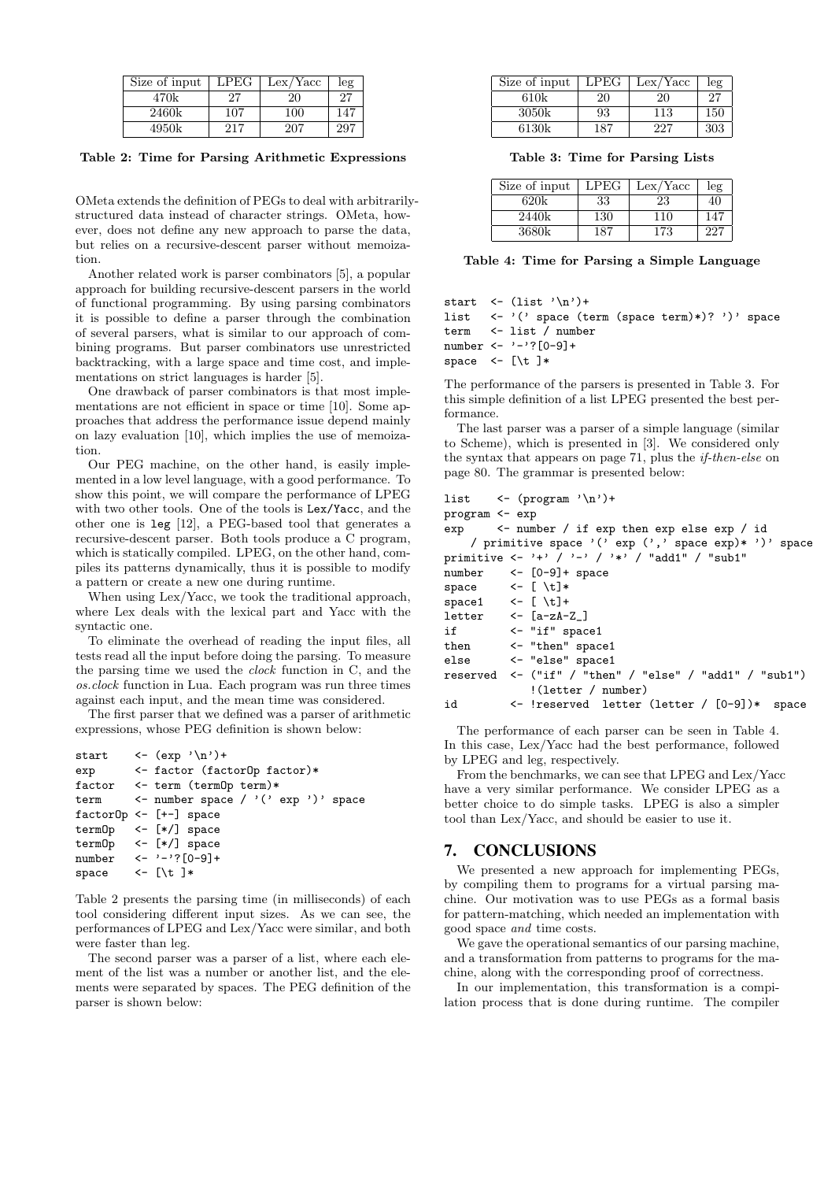| Size of input | LPEG | Lex/Yacc | leg |
|---|---|---|---|
| 470k | 27 | 20 | 27 |
| 2460k | 107 | 100 | 147 |
| 4950k | 217 | 207 | 297 |

**Table 2: Time for Parsing Arithmetic Expressions**

OMeta extends the definition of PEGs to deal with arbitrarily-structured data instead of character strings. OMeta, however, does not define any new approach to parse the data, but relies on a recursive-descent parser without memoization.

Another related work is parser combinators [5], a popular approach for building recursive-descent parsers in the world of functional programming. By using parsing combinators it is possible to define a parser through the combination of several parsers, what is similar to our approach of combining programs. But parser combinators use unrestricted backtracking, with a large space and time cost, and implementations on strict languages is harder [5].

One drawback of parser combinators is that most implementations are not efficient in space or time [10]. Some approaches that address the performance issue depend mainly on lazy evaluation [10], which implies the use of memoization.

Our PEG machine, on the other hand, is easily implemented in a low level language, with a good performance. To show this point, we will compare the performance of LPEG with two other tools. One of the tools is `Lex/Yacc`, and the other one is `leg` [12], a PEG-based tool that generates a recursive-descent parser. Both tools produce a C program, which is statically compiled. LPEG, on the other hand, compiles its patterns dynamically, thus it is possible to modify a pattern or create a new one during runtime.

When using Lex/Yacc, we took the traditional approach, where Lex deals with the lexical part and Yacc with the syntactic one.

To eliminate the overhead of reading the input files, all tests read all the input before doing the parsing. To measure the parsing time we used the *clock* function in C, and the *os.clock* function in Lua. Each program was run three times against each input, and the mean time was considered.

The first parser that we defined was a parser of arithmetic expressions, whose PEG definition is shown below:

```
start    <- (exp '\n')+
exp      <- factor (factorOp factor)*
factor   <- term (termOp term)*
term     <- number space / '(' exp ')' space
factorOp <- [+-] space
termOp   <- [*/] space
termOp   <- [*/] space
number   <- '-'?[0-9]+
space    <- [\t ]*
```

Table 2 presents the parsing time (in milliseconds) of each tool considering different input sizes. As we can see, the performances of LPEG and Lex/Yacc were similar, and both were faster than leg.

The second parser was a parser of a list, where each element of the list was a number or another list, and the elements were separated by spaces. The PEG definition of the parser is shown below:

| Size of input | LPEG | Lex/Yacc | leg |
|---|---|---|---|
| 610k | 20 | 20 | 27 |
| 3050k | 93 | 113 | 150 |
| 6130k | 187 | 227 | 303 |

**Table 3: Time for Parsing Lists**

| Size of input | LPEG | Lex/Yacc | leg |
|---|---|---|---|
| 620k | 33 | 23 | 40 |
| 2440k | 130 | 110 | 147 |
| 3680k | 187 | 173 | 227 |

**Table 4: Time for Parsing a Simple Language**

```
start  <- (list '\n')+
list   <- '(' space (term (space term)*)? ')' space
term   <- list / number
number <- '-'?[0-9]+
space  <- [\t ]*
```

The performance of the parsers is presented in Table 3. For this simple definition of a list LPEG presented the best performance.

The last parser was a parser of a simple language (similar to Scheme), which is presented in [3]. We considered only the syntax that appears on page 71, plus the *if-then-else* on page 80. The grammar is presented below:

```
list     <- (program '\n')+
program <- exp
exp      <- number / if exp then exp else exp / id
   / primitive space '(' exp (',' space exp)* ')' space
primitive <- '+' / '-' / '*' / "add1" / "sub1"
number    <- [0-9]+ space
space     <- [ \t]*
space1    <- [ \t]+
letter    <- [a-zA-Z_]
if        <- "if" space1
then      <- "then" space1
else      <- "else" space1
reserved  <- ("if" / "then" / "else" / "add1" / "sub1")
             !(letter / number)
id        <- !reserved  letter (letter / [0-9])*  space
```

The performance of each parser can be seen in Table 4. In this case, Lex/Yacc had the best performance, followed by LPEG and leg, respectively.

From the benchmarks, we can see that LPEG and Lex/Yacc have a very similar performance. We consider LPEG as a better choice to do simple tasks. LPEG is also a simpler tool than Lex/Yacc, and should be easier to use it.

## 7. CONCLUSIONS

We presented a new approach for implementing PEGs, by compiling them to programs for a virtual parsing machine. Our motivation was to use PEGs as a formal basis for pattern-matching, which needed an implementation with good space *and* time costs.

We gave the operational semantics of our parsing machine, and a transformation from patterns to programs for the machine, along with the corresponding proof of correctness.

In our implementation, this transformation is a compilation process that is done during runtime. The compiler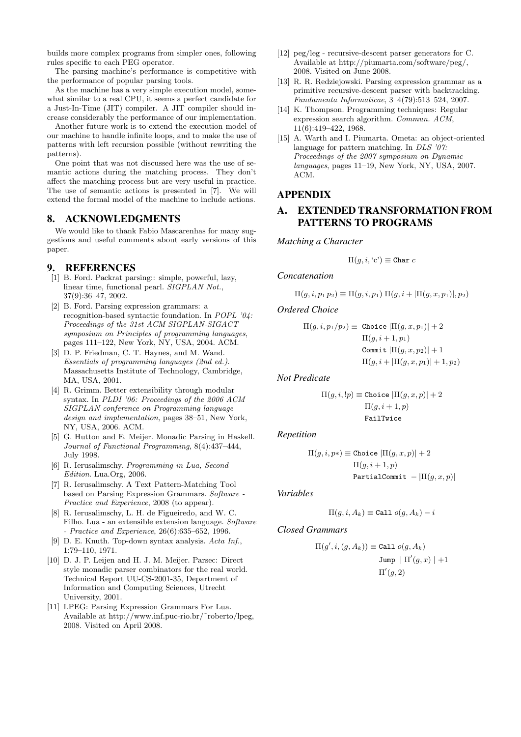builds more complex programs from simpler ones, following rules specific to each PEG operator.

The parsing machine's performance is competitive with the performance of popular parsing tools.

As the machine has a very simple execution model, somewhat similar to a real CPU, it seems a perfect candidate for a Just-In-Time (JIT) compiler. A JIT compiler should increase considerably the performance of our implementation.

Another future work is to extend the execution model of our machine to handle infinite loops, and to make the use of patterns with left recursion possible (without rewriting the patterns).

One point that was not discussed here was the use of semantic actions during the matching process. They don't affect the matching process but are very useful in practice. The use of semantic actions is presented in [7]. We will extend the formal model of the machine to include actions.

## 8. ACKNOWLEDGMENTS

We would like to thank Fabio Mascarenhas for many suggestions and useful comments about early versions of this paper.

## 9. REFERENCES

[1] B. Ford. Packrat parsing:: simple, powerful, lazy, linear time, functional pearl. *SIGPLAN Not.*, 37(9):36–47, 2002.

[2] B. Ford. Parsing expression grammars: a recognition-based syntactic foundation. In *POPL '04: Proceedings of the 31st ACM SIGPLAN-SIGACT symposium on Principles of programming languages*, pages 111–122, New York, NY, USA, 2004. ACM.

[3] D. P. Friedman, C. T. Haynes, and M. Wand. *Essentials of programming languages (2nd ed.)*. Massachusetts Institute of Technology, Cambridge, MA, USA, 2001.

[4] R. Grimm. Better extensibility through modular syntax. In *PLDI '06: Proceedings of the 2006 ACM SIGPLAN conference on Programming language design and implementation*, pages 38–51, New York, NY, USA, 2006. ACM.

[5] G. Hutton and E. Meijer. Monadic Parsing in Haskell. *Journal of Functional Programming*, 8(4):437–444, July 1998.

[6] R. Ierusalimschy. *Programming in Lua, Second Edition*. Lua.Org, 2006.

[7] R. Ierusalimschy. A Text Pattern-Matching Tool based on Parsing Expression Grammars. *Software - Practice and Experience*, 2008 (to appear).

[8] R. Ierusalimschy, L. H. de Figueiredo, and W. C. Filho. Lua - an extensible extension language. *Software - Practice and Experience*, 26(6):635–652, 1996.

[9] D. E. Knuth. Top-down syntax analysis. *Acta Inf.*, 1:79–110, 1971.

[10] D. J. P. Leijen and H. J. M. Meijer. Parsec: Direct style monadic parser combinators for the real world. Technical Report UU-CS-2001-35, Department of Information and Computing Sciences, Utrecht University, 2001.

[11] LPEG: Parsing Expression Grammars For Lua. Available at http://www.inf.puc-rio.br/˜roberto/lpeg, 2008. Visited on April 2008.

[12] peg/leg - recursive-descent parser generators for C. Available at http://piumarta.com/software/peg/, 2008. Visited on June 2008.

[13] R. R. Redziejowski. Parsing expression grammar as a primitive recursive-descent parser with backtracking. *Fundamenta Informaticae*, 3–4(79):513–524, 2007.

[14] K. Thompson. Programming techniques: Regular expression search algorithm. *Commun. ACM*, 11(6):419–422, 1968.

[15] A. Warth and I. Piumarta. Ometa: an object-oriented language for pattern matching. In *DLS '07: Proceedings of the 2007 symposium on Dynamic languages*, pages 11–19, New York, NY, USA, 2007. ACM.

## APPENDIX

## A. EXTENDED TRANSFORMATION FROM PATTERNS TO PROGRAMS

### *Matching a Character*

$$\Pi(g, i, \text{`c'}) \equiv \texttt{Char}\ c$$

### *Concatenation*

$$\Pi(g, i, p_1\, p_2) \equiv \Pi(g, i, p_1)\ \Pi(g, i + |\Pi(g, x, p_1)|, p_2)$$

### *Ordered Choice*

$$\begin{aligned}\Pi(g, i, p_1 / p_2) \equiv\ & \texttt{Choice}\ |\Pi(g, x, p_1)| + 2 \\ & \Pi(g, i+1, p_1) \\ & \texttt{Commit}\ |\Pi(g, x, p_2)| + 1 \\ & \Pi(g, i + |\Pi(g, x, p_1)| + 1, p_2)\end{aligned}$$

### *Not Predicate*

$$\begin{aligned}\Pi(g, i, !p) \equiv\ & \texttt{Choice}\ |\Pi(g, x, p)| + 2 \\ & \Pi(g, i+1, p) \\ & \texttt{FailTwice}\end{aligned}$$

### *Repetition*

$$\begin{aligned}\Pi(g, i, p*) \equiv\ & \texttt{Choice}\ |\Pi(g, x, p)| + 2 \\ & \Pi(g, i+1, p) \\ & \texttt{PartialCommit}\ -|\Pi(g, x, p)|\end{aligned}$$

### *Variables*

$$\Pi(g, i, A_k) \equiv \texttt{Call}\ o(g, A_k) - i$$

### *Closed Grammars*

$$\begin{aligned}\Pi(g', i, (g, A_k)) \equiv\ & \texttt{Call}\ o(g, A_k) \\ & \texttt{Jump}\ \mid \Pi'(g, x) \mid +1 \\ & \Pi'(g, 2)\end{aligned}$$